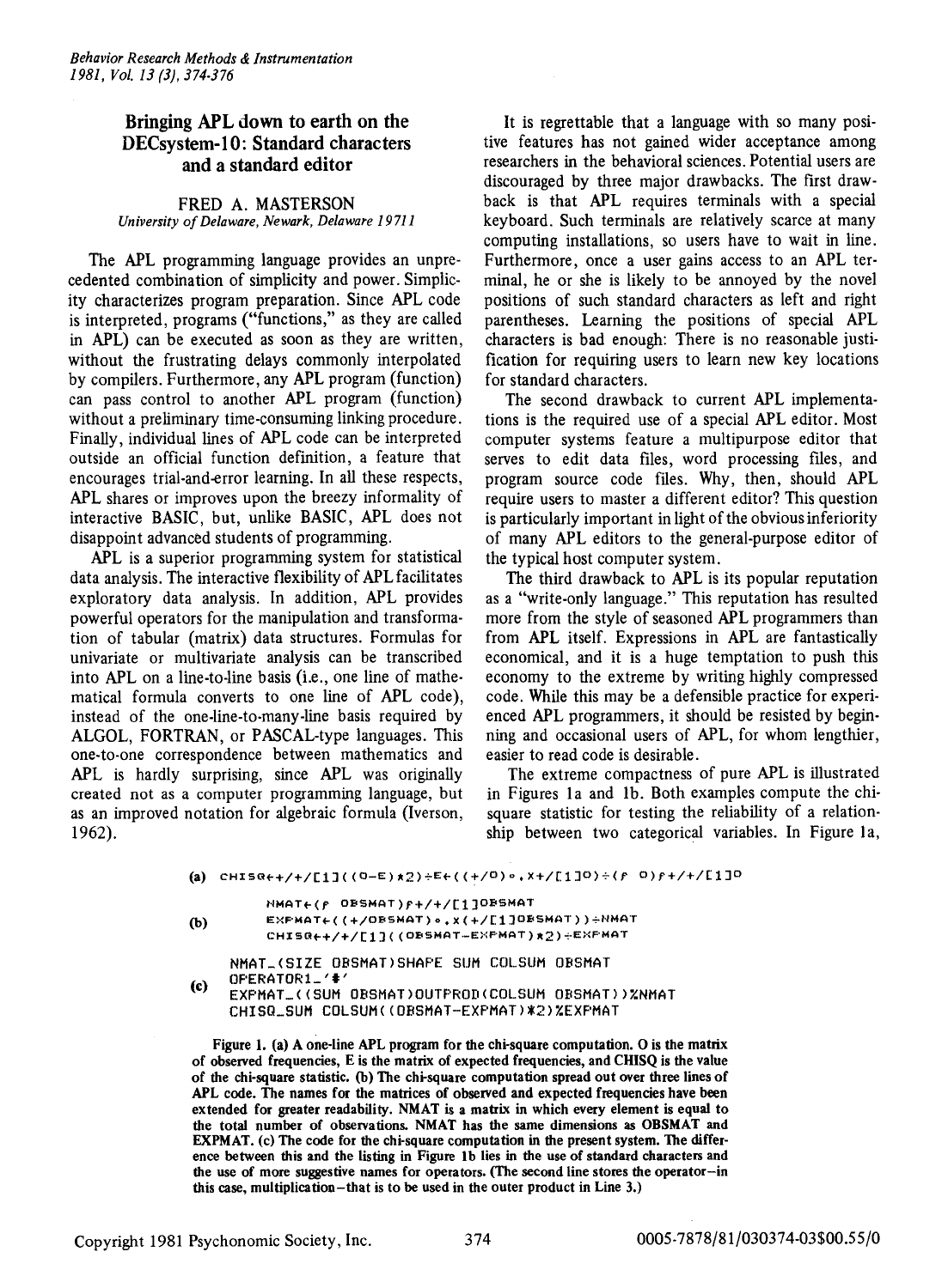# Bringing APL down to earth on the DECsystem-10: Standard characters and a standard editor

FRED A. MASTERSON
*University of Delaware, Newark, Delaware 19711*

The APL programming language provides an unprecedented combination of simplicity and power. Simplicity characterizes program preparation. Since APL code is interpreted, programs ("functions," as they are called in APL) can be executed as soon as they are written, without the frustrating delays commonly interpolated by compilers. Furthermore, any APL program (function) can pass control to another APL program (function) without a preliminary time-consuming linking procedure. Finally, individual lines of APL code can be interpreted outside an official function definition, a feature that encourages trial-and-error learning. In all these respects, APL shares or improves upon the breezy informality of interactive BASIC, but, unlike BASIC, APL does not disappoint advanced students of programming.

APL is a superior programming system for statistical data analysis. The interactive flexibility of APL facilitates exploratory data analysis. In addition, APL provides powerful operators for the manipulation and transformation of tabular (matrix) data structures. Formulas for univariate or multivariate analysis can be transcribed into APL on a line-to-line basis (i.e., one line of mathematical formula converts to one line of APL code), instead of the one-line-to-many-line basis required by ALGOL, FORTRAN, or PASCAL-type languages. This one-to-one correspondence between mathematics and APL is hardly surprising, since APL was originally created not as a computer programming language, but as an improved notation for algebraic formula (Iverson, 1962).

It is regrettable that a language with so many positive features has not gained wider acceptance among researchers in the behavioral sciences. Potential users are discouraged by three major drawbacks. The first drawback is that APL requires terminals with a special keyboard. Such terminals are relatively scarce at many computing installations, so users have to wait in line. Furthermore, once a user gains access to an APL terminal, he or she is likely to be annoyed by the novel positions of such standard characters as left and right parentheses. Learning the positions of special APL characters is bad enough: There is no reasonable justification for requiring users to learn new key locations for standard characters.

The second drawback to current APL implementations is the required use of a special APL editor. Most computer systems feature a multipurpose editor that serves to edit data files, word processing files, and program source code files. Why, then, should APL require users to master a different editor? This question is particularly important in light of the obvious inferiority of many APL editors to the general-purpose editor of the typical host computer system.

The third drawback to APL is its popular reputation as a "write-only language." This reputation has resulted more from the style of seasoned APL programmers than from APL itself. Expressions in APL are fantastically economical, and it is a huge temptation to push this economy to the extreme by writing highly compressed code. While this may be a defensible practice for experienced APL programmers, it should be resisted by beginning and occasional users of APL, for whom lengthier, easier to read code is desirable.

The extreme compactness of pure APL is illustrated in Figures 1a and 1b. Both examples compute the chi-square statistic for testing the reliability of a relationship between two categorical variables. In Figure 1a,

(a)
```
CHISQ←+/+/[1]((O−E)*2)÷E←((+/O)∘.×+/[1]O)÷(ρ O)ρ+/+/[1]O
```

(b)
```
NMAT←(ρ OBSMAT)ρ+/+/[1]OBSMAT
EXPMAT←((+/OBSMAT)∘.×(+/[1]OBSMAT))÷NMAT
CHISQ←+/+/[1]((OBSMAT−EXPMAT)*2)÷EXPMAT
```

(c)
```
NMAT_(SIZE OBSMAT)SHAPE SUM COLSUM OBSMAT
OPERATOR1_'#'
EXPMAT_((SUM OBSMAT)OUTPROD(COLSUM OBSMAT))%NMAT
CHISQ_SUM COLSUM((OBSMAT-EXPMAT)*2)%EXPMAT
```

**Figure 1. (a) A one-line APL program for the chi-square computation. O is the matrix of observed frequencies, E is the matrix of expected frequencies, and CHISQ is the value of the chi-square statistic. (b) The chi-square computation spread out over three lines of APL code. The names for the matrices of observed and expected frequencies have been extended for greater readability. NMAT is a matrix in which every element is equal to the total number of observations. NMAT has the same dimensions as OBSMAT and EXPMAT. (c) The code for the chi-square computation in the present system. The difference between this and the listing in Figure 1b lies in the use of standard characters and the use of more suggestive names for operators. (The second line stores the operator—in this case, multiplication—that is to be used in the outer product in Line 3.)**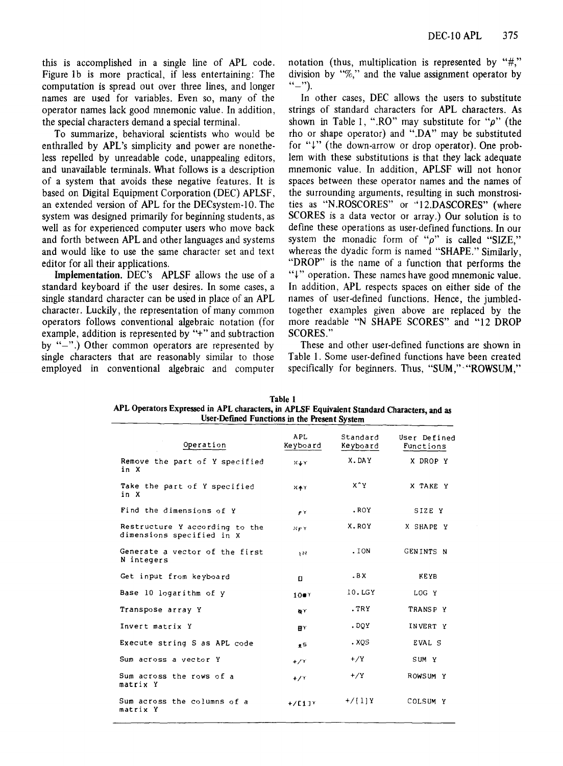this is accomplished in a single line of APL code. Figure 1b is more practical, if less entertaining: The computation is spread out over three lines, and longer names are used for variables. Even so, many of the operator names lack good mnemonic value. In addition, the special characters demand a special terminal.

To summarize, behavioral scientists who would be enthralled by APL's simplicity and power are nonetheless repelled by unreadable code, unappealing editors, and unavailable terminals. What follows is a description of a system that avoids these negative features. It is based on Digital Equipment Corporation (DEC) APLSF, an extended version of APL for the DECsystem-10. The system was designed primarily for beginning students, as well as for experienced computer users who move back and forth between APL and other languages and systems and would like to use the same character set and text editor for all their applications.

**Implementation.** DEC's APLSF allows the use of a standard keyboard if the user desires. In some cases, a single standard character can be used in place of an APL character. Luckily, the representation of many common operators follows conventional algebraic notation (for example, addition is represented by "+" and subtraction by "−".) Other common operators are represented by single characters that are reasonably similar to those employed in conventional algebraic and computer notation (thus, multiplication is represented by "#," division by "%," and the value assignment operator by "−").

In other cases, DEC allows the users to substitute strings of standard characters for APL characters. As shown in Table 1, ".RO" may substitute for "ρ" (the rho or shape operator) and ".DA" may be substituted for "↓" (the down-arrow or drop operator). One problem with these substitutions is that they lack adequate mnemonic value. In addition, APLSF will not honor spaces between these operator names and the names of the surrounding arguments, resulting in such monstrosities as "N.ROSCORES" or "12.DASCORES" (where SCORES is a data vector or array.) Our solution is to define these operations as user-defined functions. In our system the monadic form of "ρ" is called "SIZE," whereas the dyadic form is named "SHAPE." Similarly, "DROP" is the name of a function that performs the "↓" operation. These names have good mnemonic value. In addition, APL respects spaces on either side of the names of user-defined functions. Hence, the jumbled-together examples given above are replaced by the more readable "N SHAPE SCORES" and "12 DROP SCORES."

These and other user-defined functions are shown in Table 1. Some user-defined functions have been created specifically for beginners. Thus, "SUM," "ROWSUM,"

**Table 1**
**APL Operators Expressed in APL characters, in APLSF Equivalent Standard Characters, and as User-Defined Functions in the Present System**

| Operation | APL Keyboard | Standard Keyboard | User Defined Functions |
|---|---|---|---|
| Remove the part of Y specified in X | X↓Y | X.DAY | X DROP Y |
| Take the part of Y specified in X | X↑Y | X^Y | X TAKE Y |
| Find the dimensions of Y | ρY | .ROY | SIZE Y |
| Restructure Y according to the dimensions specified in X | XρY | X.ROY | X SHAPE Y |
| Generate a vector of the first N integers | ιN | .ION | GENINTS N |
| Get input from keyboard | ⎕ | .BX | KEYB |
| Base 10 logarithm of y | 10⍟Y | 10.LGY | LOG Y |
| Transpose array Y | ⍉Y | .TRY | TRANSP Y |
| Invert matrix Y | ⌹Y | .DQY | INVERT Y |
| Execute string S as APL code | ⍎S | .XQS | EVAL S |
| Sum across a vector Y | +/Y | +/Y | SUM Y |
| Sum across the rows of a matrix Y | +/Y | +/Y | ROWSUM Y |
| Sum across the columns of a matrix Y | +/[1]Y | +/[1]Y | COLSUM Y |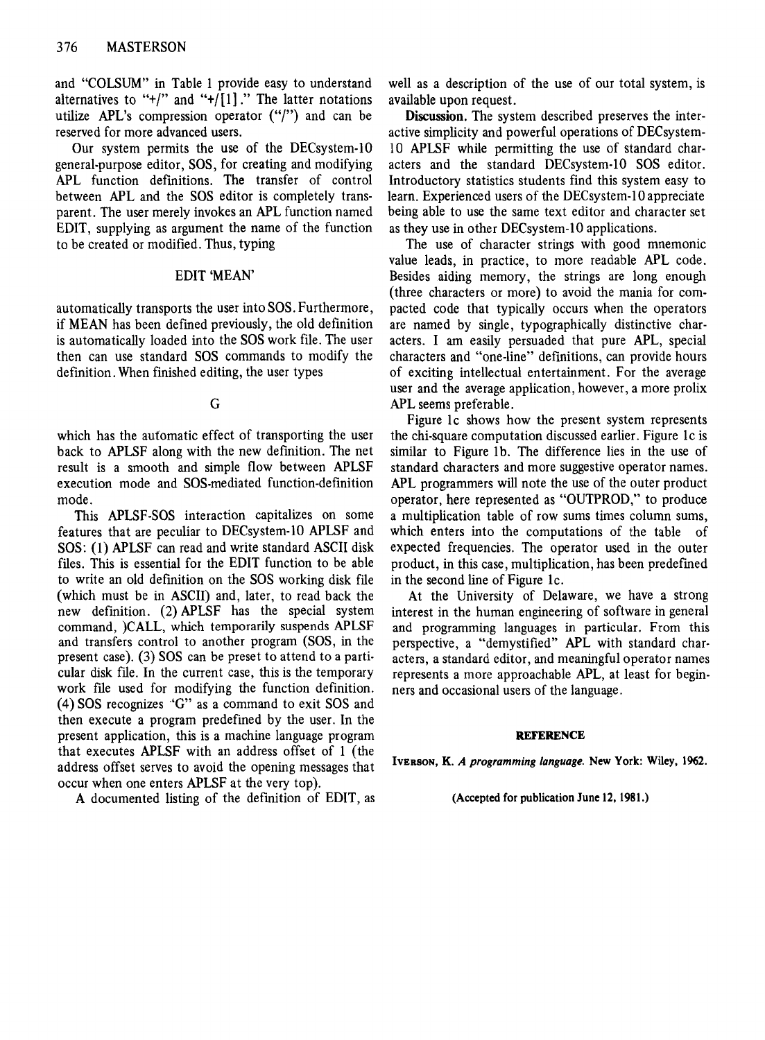and "COLSUM" in Table 1 provide easy to understand alternatives to "+/" and "+/[1]." The latter notations utilize APL's compression operator ("/") and can be reserved for more advanced users.

Our system permits the use of the DECsystem-10 general-purpose editor, SOS, for creating and modifying APL function definitions. The transfer of control between APL and the SOS editor is completely transparent. The user merely invokes an APL function named EDIT, supplying as argument the name of the function to be created or modified. Thus, typing

EDIT 'MEAN'

automatically transports the user into SOS. Furthermore, if MEAN has been defined previously, the old definition is automatically loaded into the SOS work file. The user then can use standard SOS commands to modify the definition. When finished editing, the user types

G

which has the automatic effect of transporting the user back to APLSF along with the new definition. The net result is a smooth and simple flow between APLSF execution mode and SOS-mediated function-definition mode.

This APLSF-SOS interaction capitalizes on some features that are peculiar to DECsystem-10 APLSF and SOS: (1) APLSF can read and write standard ASCII disk files. This is essential for the EDIT function to be able to write an old definition on the SOS working disk file (which must be in ASCII) and, later, to read back the new definition. (2) APLSF has the special system command, )CALL, which temporarily suspends APLSF and transfers control to another program (SOS, in the present case). (3) SOS can be preset to attend to a particular disk file. In the current case, this is the temporary work file used for modifying the function definition. (4) SOS recognizes "G" as a command to exit SOS and then execute a program predefined by the user. In the present application, this is a machine language program that executes APLSF with an address offset of 1 (the address offset serves to avoid the opening messages that occur when one enters APLSF at the very top).

A documented listing of the definition of EDIT, as well as a description of the use of our total system, is available upon request.

**Discussion.** The system described preserves the interactive simplicity and powerful operations of DECsystem-10 APLSF while permitting the use of standard characters and the standard DECsystem-10 SOS editor. Introductory statistics students find this system easy to learn. Experienced users of the DECsystem-10 appreciate being able to use the same text editor and character set as they use in other DECsystem-10 applications.

The use of character strings with good mnemonic value leads, in practice, to more readable APL code. Besides aiding memory, the strings are long enough (three characters or more) to avoid the mania for compacted code that typically occurs when the operators are named by single, typographically distinctive characters. I am easily persuaded that pure APL, special characters and "one-line" definitions, can provide hours of exciting intellectual entertainment. For the average user and the average application, however, a more prolix APL seems preferable.

Figure 1c shows how the present system represents the chi-square computation discussed earlier. Figure 1c is similar to Figure 1b. The difference lies in the use of standard characters and more suggestive operator names. APL programmers will note the use of the outer product operator, here represented as "OUTPROD," to produce a multiplication table of row sums times column sums, which enters into the computations of the table of expected frequencies. The operator used in the outer product, in this case, multiplication, has been predefined in the second line of Figure 1c.

At the University of Delaware, we have a strong interest in the human engineering of software in general and programming languages in particular. From this perspective, a "demystified" APL with standard characters, a standard editor, and meaningful operator names represents a more approachable APL, at least for beginners and occasional users of the language.

## REFERENCE

Iverson, K. *A programming language.* New York: Wiley, 1962.

(Accepted for publication June 12, 1981.)